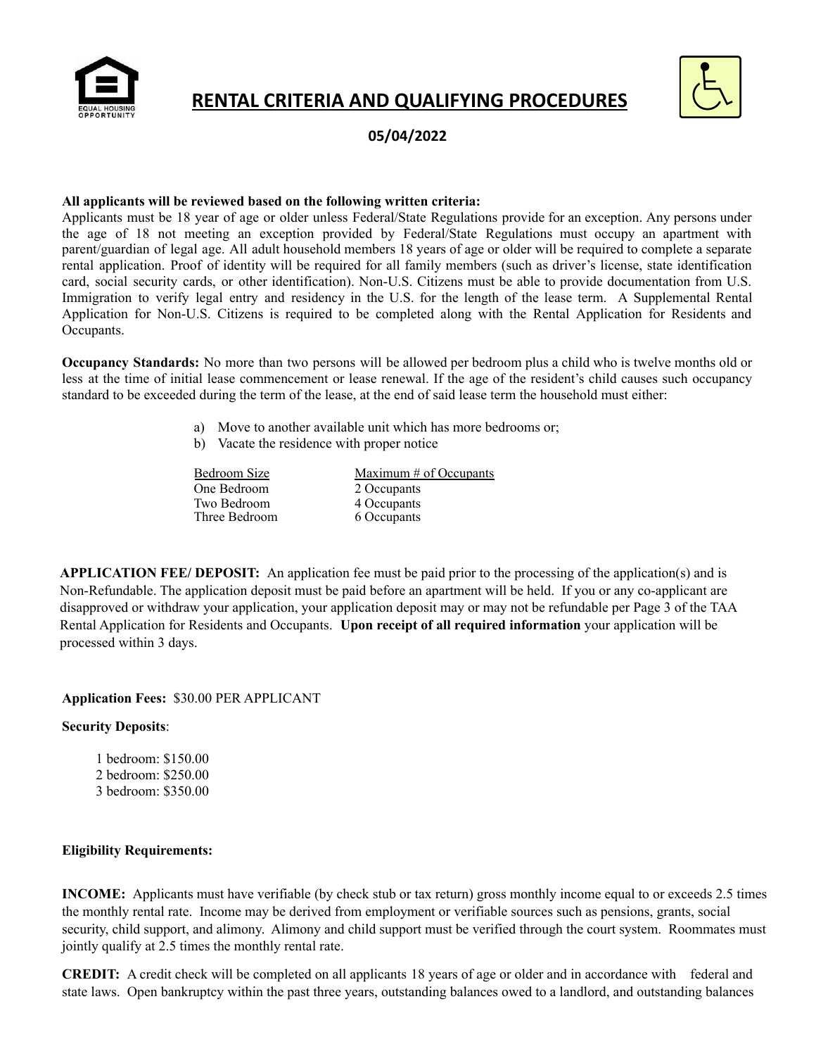# RENTAL CRITERIA AND QUALIFYING PROCEDURES

**05/04/2022**

**All applicants will be reviewed based on the following written criteria:**

Applicants must be 18 year of age or older unless Federal/State Regulations provide for an exception. Any persons under the age of 18 not meeting an exception provided by Federal/State Regulations must occupy an apartment with parent/guardian of legal age. All adult household members 18 years of age or older will be required to complete a separate rental application. Proof of identity will be required for all family members (such as driver's license, state identification card, social security cards, or other identification). Non-U.S. Citizens must be able to provide documentation from U.S. Immigration to verify legal entry and residency in the U.S. for the length of the lease term. A Supplemental Rental Application for Non-U.S. Citizens is required to be completed along with the Rental Application for Residents and Occupants.

**Occupancy Standards:** No more than two persons will be allowed per bedroom plus a child who is twelve months old or less at the time of initial lease commencement or lease renewal. If the age of the resident's child causes such occupancy standard to be exceeded during the term of the lease, at the end of said lease term the household must either:

a) Move to another available unit which has more bedrooms or;
b) Vacate the residence with proper notice

| Bedroom Size | Maximum # of Occupants |
|---|---|
| One Bedroom | 2 Occupants |
| Two Bedroom | 4 Occupants |
| Three Bedroom | 6 Occupants |

**APPLICATION FEE/ DEPOSIT:** An application fee must be paid prior to the processing of the application(s) and is Non-Refundable. The application deposit must be paid before an apartment will be held. If you or any co-applicant are disapproved or withdraw your application, your application deposit may or may not be refundable per Page 3 of the TAA Rental Application for Residents and Occupants. **Upon receipt of all required information** your application will be processed within 3 days.

**Application Fees:** $30.00 PER APPLICANT

**Security Deposits**:

1 bedroom: $150.00
2 bedroom: $250.00
3 bedroom: $350.00

**Eligibility Requirements:**

**INCOME:** Applicants must have verifiable (by check stub or tax return) gross monthly income equal to or exceeds 2.5 times the monthly rental rate. Income may be derived from employment or verifiable sources such as pensions, grants, social security, child support, and alimony. Alimony and child support must be verified through the court system. Roommates must jointly qualify at 2.5 times the monthly rental rate.

**CREDIT:** A credit check will be completed on all applicants 18 years of age or older and in accordance with federal and state laws. Open bankruptcy within the past three years, outstanding balances owed to a landlord, and outstanding balances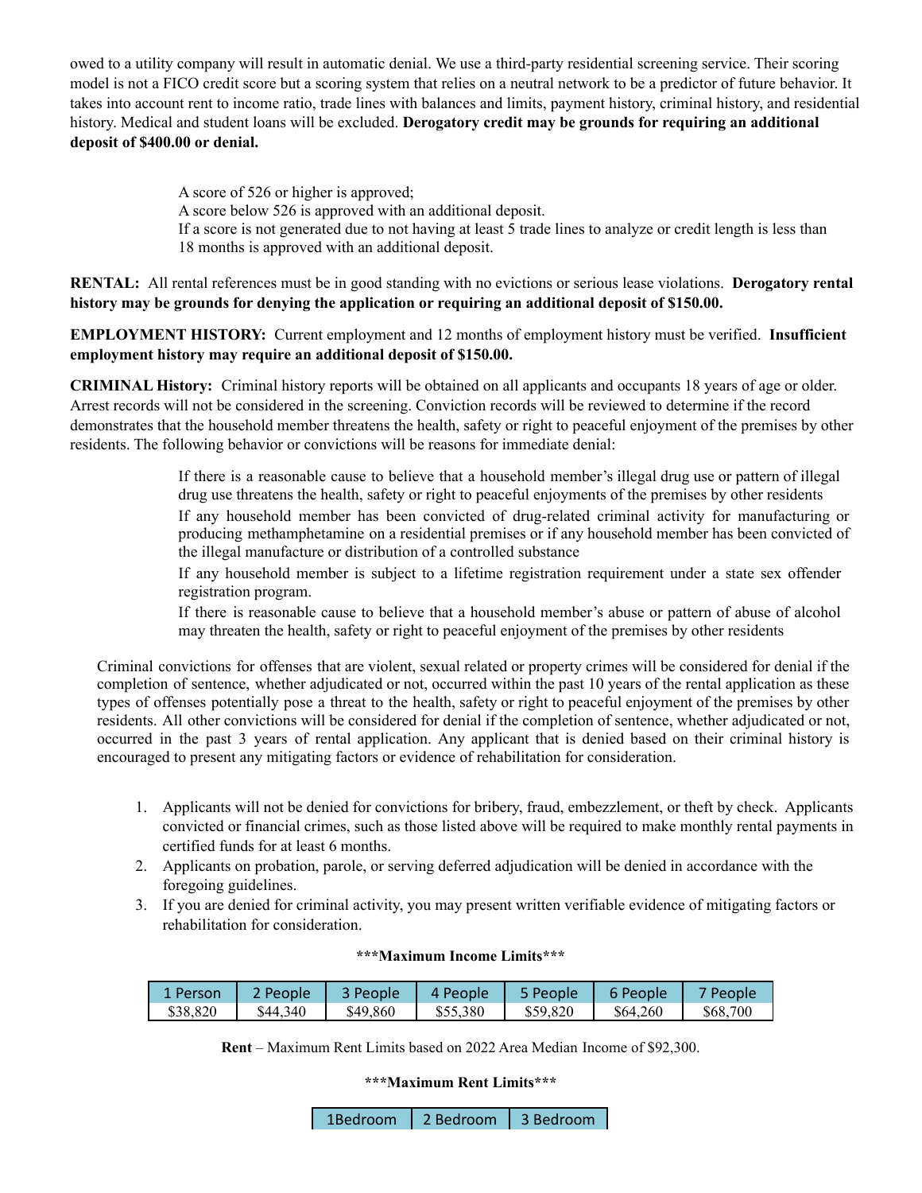owed to a utility company will result in automatic denial. We use a third-party residential screening service. Their scoring model is not a FICO credit score but a scoring system that relies on a neutral network to be a predictor of future behavior. It takes into account rent to income ratio, trade lines with balances and limits, payment history, criminal history, and residential history. Medical and student loans will be excluded. **Derogatory credit may be grounds for requiring an additional deposit of $400.00 or denial.**

A score of 526 or higher is approved;
A score below 526 is approved with an additional deposit.
If a score is not generated due to not having at least 5 trade lines to analyze or credit length is less than 18 months is approved with an additional deposit.

**RENTAL:** All rental references must be in good standing with no evictions or serious lease violations. **Derogatory rental history may be grounds for denying the application or requiring an additional deposit of $150.00.**

**EMPLOYMENT HISTORY:** Current employment and 12 months of employment history must be verified. **Insufficient employment history may require an additional deposit of $150.00.**

**CRIMINAL History:** Criminal history reports will be obtained on all applicants and occupants 18 years of age or older. Arrest records will not be considered in the screening. Conviction records will be reviewed to determine if the record demonstrates that the household member threatens the health, safety or right to peaceful enjoyment of the premises by other residents. The following behavior or convictions will be reasons for immediate denial:

If there is a reasonable cause to believe that a household member's illegal drug use or pattern of illegal drug use threatens the health, safety or right to peaceful enjoyments of the premises by other residents

If any household member has been convicted of drug-related criminal activity for manufacturing or producing methamphetamine on a residential premises or if any household member has been convicted of the illegal manufacture or distribution of a controlled substance

If any household member is subject to a lifetime registration requirement under a state sex offender registration program.

If there is reasonable cause to believe that a household member's abuse or pattern of abuse of alcohol may threaten the health, safety or right to peaceful enjoyment of the premises by other residents

Criminal convictions for offenses that are violent, sexual related or property crimes will be considered for denial if the completion of sentence, whether adjudicated or not, occurred within the past 10 years of the rental application as these types of offenses potentially pose a threat to the health, safety or right to peaceful enjoyment of the premises by other residents. All other convictions will be considered for denial if the completion of sentence, whether adjudicated or not, occurred in the past 3 years of rental application. Any applicant that is denied based on their criminal history is encouraged to present any mitigating factors or evidence of rehabilitation for consideration.

1. Applicants will not be denied for convictions for bribery, fraud, embezzlement, or theft by check. Applicants convicted or financial crimes, such as those listed above will be required to make monthly rental payments in certified funds for at least 6 months.
2. Applicants on probation, parole, or serving deferred adjudication will be denied in accordance with the foregoing guidelines.
3. If you are denied for criminal activity, you may present written verifiable evidence of mitigating factors or rehabilitation for consideration.

**\*\*\*Maximum Income Limits\*\*\***

| 1 Person | 2 People | 3 People | 4 People | 5 People | 6 People | 7 People |
|---|---|---|---|---|---|---|
| $38,820 | $44,340 | $49,860 | $55,380 | $59,820 | $64,260 | $68,700 |

**Rent** – Maximum Rent Limits based on 2022 Area Median Income of $92,300.

**\*\*\*Maximum Rent Limits\*\*\***

| 1Bedroom | 2 Bedroom | 3 Bedroom |
|---|---|---|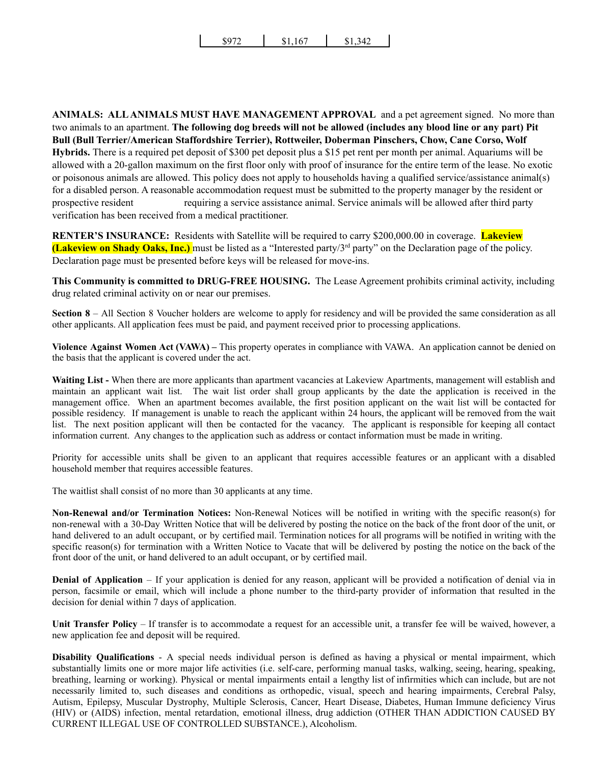| $972 | $1,167 | $1,342 |
|---|---|---|

**ANIMALS: ALL ANIMALS MUST HAVE MANAGEMENT APPROVAL** and a pet agreement signed. No more than two animals to an apartment. **The following dog breeds will not be allowed (includes any blood line or any part) Pit Bull (Bull Terrier/American Staffordshire Terrier), Rottweiler, Doberman Pinschers, Chow, Cane Corso, Wolf Hybrids.** There is a required pet deposit of $300 pet deposit plus a $15 pet rent per month per animal. Aquariums will be allowed with a 20-gallon maximum on the first floor only with proof of insurance for the entire term of the lease. No exotic or poisonous animals are allowed. This policy does not apply to households having a qualified service/assistance animal(s) for a disabled person. A reasonable accommodation request must be submitted to the property manager by the resident or prospective resident requiring a service assistance animal. Service animals will be allowed after third party verification has been received from a medical practitioner.

**RENTER'S INSURANCE:** Residents with Satellite will be required to carry $200,000.00 in coverage. **Lakeview (Lakeview on Shady Oaks, Inc.)** must be listed as a "Interested party/3rd party" on the Declaration page of the policy. Declaration page must be presented before keys will be released for move-ins.

**This Community is committed to DRUG-FREE HOUSING.** The Lease Agreement prohibits criminal activity, including drug related criminal activity on or near our premises.

**Section 8** – All Section 8 Voucher holders are welcome to apply for residency and will be provided the same consideration as all other applicants. All application fees must be paid, and payment received prior to processing applications.

**Violence Against Women Act (VAWA) –** This property operates in compliance with VAWA. An application cannot be denied on the basis that the applicant is covered under the act.

**Waiting List -** When there are more applicants than apartment vacancies at Lakeview Apartments, management will establish and maintain an applicant wait list. The wait list order shall group applicants by the date the application is received in the management office. When an apartment becomes available, the first position applicant on the wait list will be contacted for possible residency. If management is unable to reach the applicant within 24 hours, the applicant will be removed from the wait list. The next position applicant will then be contacted for the vacancy. The applicant is responsible for keeping all contact information current. Any changes to the application such as address or contact information must be made in writing.

Priority for accessible units shall be given to an applicant that requires accessible features or an applicant with a disabled household member that requires accessible features.

The waitlist shall consist of no more than 30 applicants at any time.

**Non-Renewal and/or Termination Notices:** Non-Renewal Notices will be notified in writing with the specific reason(s) for non-renewal with a 30-Day Written Notice that will be delivered by posting the notice on the back of the front door of the unit, or hand delivered to an adult occupant, or by certified mail. Termination notices for all programs will be notified in writing with the specific reason(s) for termination with a Written Notice to Vacate that will be delivered by posting the notice on the back of the front door of the unit, or hand delivered to an adult occupant, or by certified mail.

**Denial of Application** – If your application is denied for any reason, applicant will be provided a notification of denial via in person, facsimile or email, which will include a phone number to the third-party provider of information that resulted in the decision for denial within 7 days of application.

**Unit Transfer Policy** – If transfer is to accommodate a request for an accessible unit, a transfer fee will be waived, however, a new application fee and deposit will be required.

**Disability Qualifications** - A special needs individual person is defined as having a physical or mental impairment, which substantially limits one or more major life activities (i.e. self-care, performing manual tasks, walking, seeing, hearing, speaking, breathing, learning or working). Physical or mental impairments entail a lengthy list of infirmities which can include, but are not necessarily limited to, such diseases and conditions as orthopedic, visual, speech and hearing impairments, Cerebral Palsy, Autism, Epilepsy, Muscular Dystrophy, Multiple Sclerosis, Cancer, Heart Disease, Diabetes, Human Immune deficiency Virus (HIV) or (AIDS) infection, mental retardation, emotional illness, drug addiction (OTHER THAN ADDICTION CAUSED BY CURRENT ILLEGAL USE OF CONTROLLED SUBSTANCE.), Alcoholism.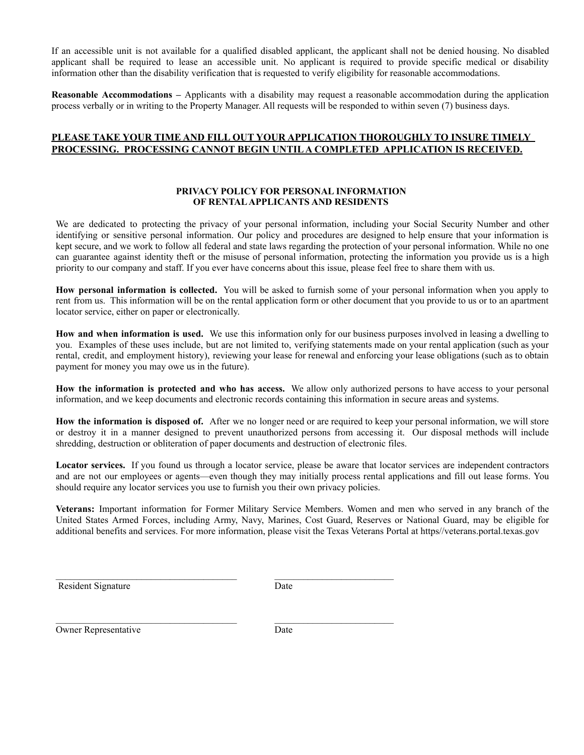If an accessible unit is not available for a qualified disabled applicant, the applicant shall not be denied housing. No disabled applicant shall be required to lease an accessible unit. No applicant is required to provide specific medical or disability information other than the disability verification that is requested to verify eligibility for reasonable accommodations.

**Reasonable Accommodations –** Applicants with a disability may request a reasonable accommodation during the application process verbally or in writing to the Property Manager. All requests will be responded to within seven (7) business days.

**PLEASE TAKE YOUR TIME AND FILL OUT YOUR APPLICATION THOROUGHLY TO INSURE TIMELY PROCESSING. PROCESSING CANNOT BEGIN UNTIL A COMPLETED APPLICATION IS RECEIVED.**

## PRIVACY POLICY FOR PERSONAL INFORMATION OF RENTAL APPLICANTS AND RESIDENTS

We are dedicated to protecting the privacy of your personal information, including your Social Security Number and other identifying or sensitive personal information. Our policy and procedures are designed to help ensure that your information is kept secure, and we work to follow all federal and state laws regarding the protection of your personal information. While no one can guarantee against identity theft or the misuse of personal information, protecting the information you provide us is a high priority to our company and staff. If you ever have concerns about this issue, please feel free to share them with us.

**How personal information is collected.** You will be asked to furnish some of your personal information when you apply to rent from us. This information will be on the rental application form or other document that you provide to us or to an apartment locator service, either on paper or electronically.

**How and when information is used.** We use this information only for our business purposes involved in leasing a dwelling to you. Examples of these uses include, but are not limited to, verifying statements made on your rental application (such as your rental, credit, and employment history), reviewing your lease for renewal and enforcing your lease obligations (such as to obtain payment for money you may owe us in the future).

**How the information is protected and who has access.** We allow only authorized persons to have access to your personal information, and we keep documents and electronic records containing this information in secure areas and systems.

**How the information is disposed of.** After we no longer need or are required to keep your personal information, we will store or destroy it in a manner designed to prevent unauthorized persons from accessing it. Our disposal methods will include shredding, destruction or obliteration of paper documents and destruction of electronic files.

**Locator services.** If you found us through a locator service, please be aware that locator services are independent contractors and are not our employees or agents—even though they may initially process rental applications and fill out lease forms. You should require any locator services you use to furnish you their own privacy policies.

**Veterans:** Important information for Former Military Service Members. Women and men who served in any branch of the United States Armed Forces, including Army, Navy, Marines, Cost Guard, Reserves or National Guard, may be eligible for additional benefits and services. For more information, please visit the Texas Veterans Portal at https//veterans.portal.texas.gov

\_\_\_\_\_\_\_\_\_\_\_\_\_\_\_\_\_\_\_\_\_\_\_\_\_\_\_\_\_\_\_\_\_\_\_\_\_\_ \_\_\_\_\_\_\_\_\_\_\_\_\_\_\_\_\_\_\_\_\_\_\_\_\_\_

Resident Signature Date

\_\_\_\_\_\_\_\_\_\_\_\_\_\_\_\_\_\_\_\_\_\_\_\_\_\_\_\_\_\_\_\_\_\_\_\_\_\_ \_\_\_\_\_\_\_\_\_\_\_\_\_\_\_\_\_\_\_\_\_\_\_\_\_\_

Owner Representative Date